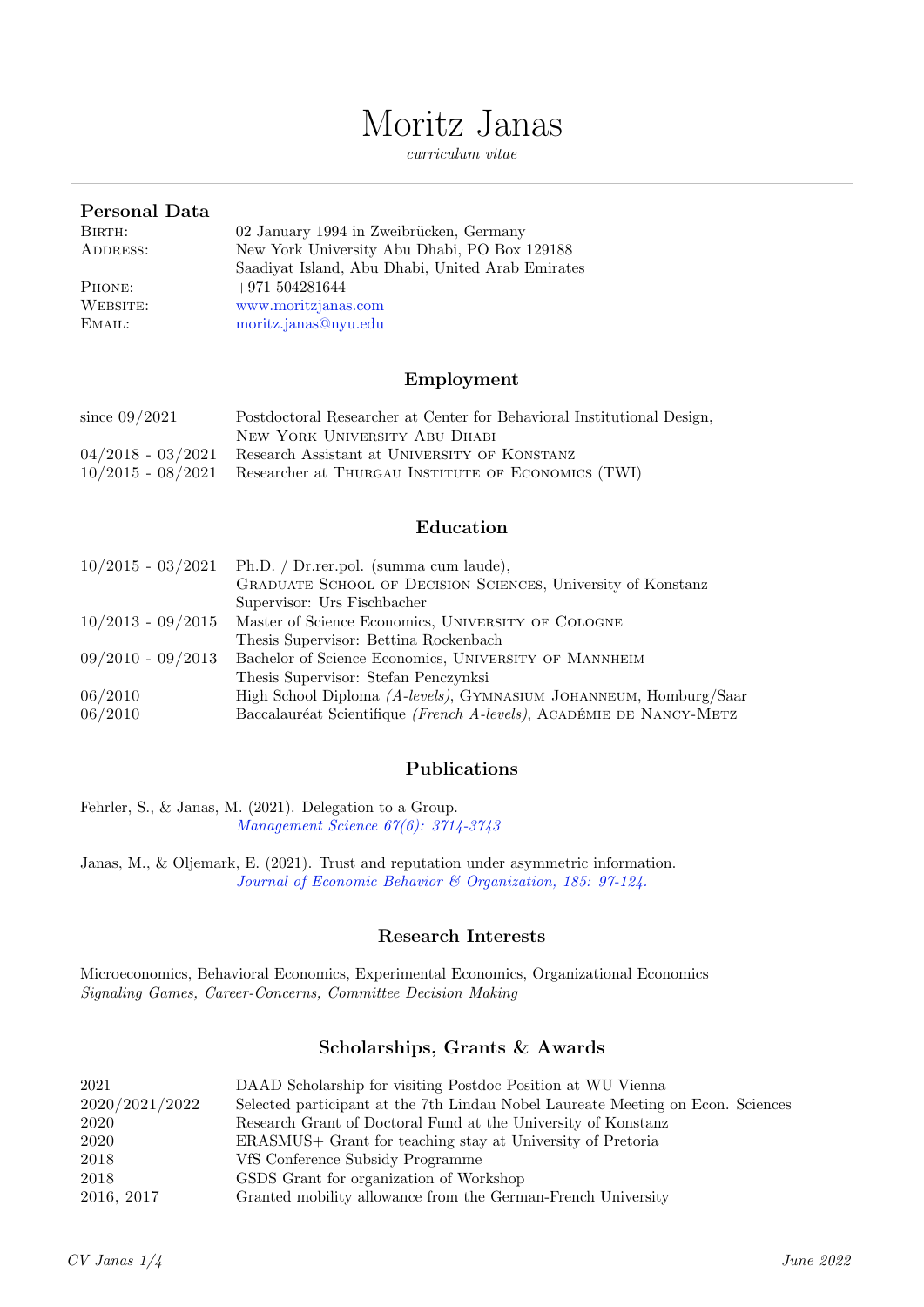# Moritz Janas

*curriculum vitae*

## Personal Data

| | |
|---|---|
| Birth: | 02 January 1994 in Zweibrücken, Germany |
| Address: | New York University Abu Dhabi, PO Box 129188<br>Saadiyat Island, Abu Dhabi, United Arab Emirates |
| Phone: | +971 504281644 |
| Website: | www.moritzjanas.com |
| Email: | moritz.janas@nyu.edu |

## Employment

| | |
|---|---|
| since 09/2021 | Postdoctoral Researcher at Center for Behavioral Institutional Design, New York University Abu Dhabi |
| 04/2018 - 03/2021 | Research Assistant at University of Konstanz |
| 10/2015 - 08/2021 | Researcher at Thurgau Institute of Economics (TWI) |

## Education

| | |
|---|---|
| 10/2015 - 03/2021 | Ph.D. / Dr.rer.pol. (summa cum laude), Graduate School of Decision Sciences, University of Konstanz<br>Supervisor: Urs Fischbacher |
| 10/2013 - 09/2015 | Master of Science Economics, University of Cologne<br>Thesis Supervisor: Bettina Rockenbach |
| 09/2010 - 09/2013 | Bachelor of Science Economics, University of Mannheim<br>Thesis Supervisor: Stefan Penczynksi |
| 06/2010 | High School Diploma *(A-levels)*, Gymnasium Johanneum, Homburg/Saar |
| 06/2010 | Baccalauréat Scientifique *(French A-levels)*, Académie de Nancy-Metz |

## Publications

Fehrler, S., & Janas, M. (2021). Delegation to a Group.
*Management Science 67(6): 3714-3743*

Janas, M., & Oljemark, E. (2021). Trust and reputation under asymmetric information.
*Journal of Economic Behavior & Organization, 185: 97-124.*

## Research Interests

Microeconomics, Behavioral Economics, Experimental Economics, Organizational Economics
*Signaling Games, Career-Concerns, Committee Decision Making*

## Scholarships, Grants & Awards

| | |
|---|---|
| 2021 | DAAD Scholarship for visiting Postdoc Position at WU Vienna |
| 2020/2021/2022 | Selected participant at the 7th Lindau Nobel Laureate Meeting on Econ. Sciences |
| 2020 | Research Grant of Doctoral Fund at the University of Konstanz |
| 2020 | ERASMUS+ Grant for teaching stay at University of Pretoria |
| 2018 | VfS Conference Subsidy Programme |
| 2018 | GSDS Grant for organization of Workshop |
| 2016, 2017 | Granted mobility allowance from the German-French University |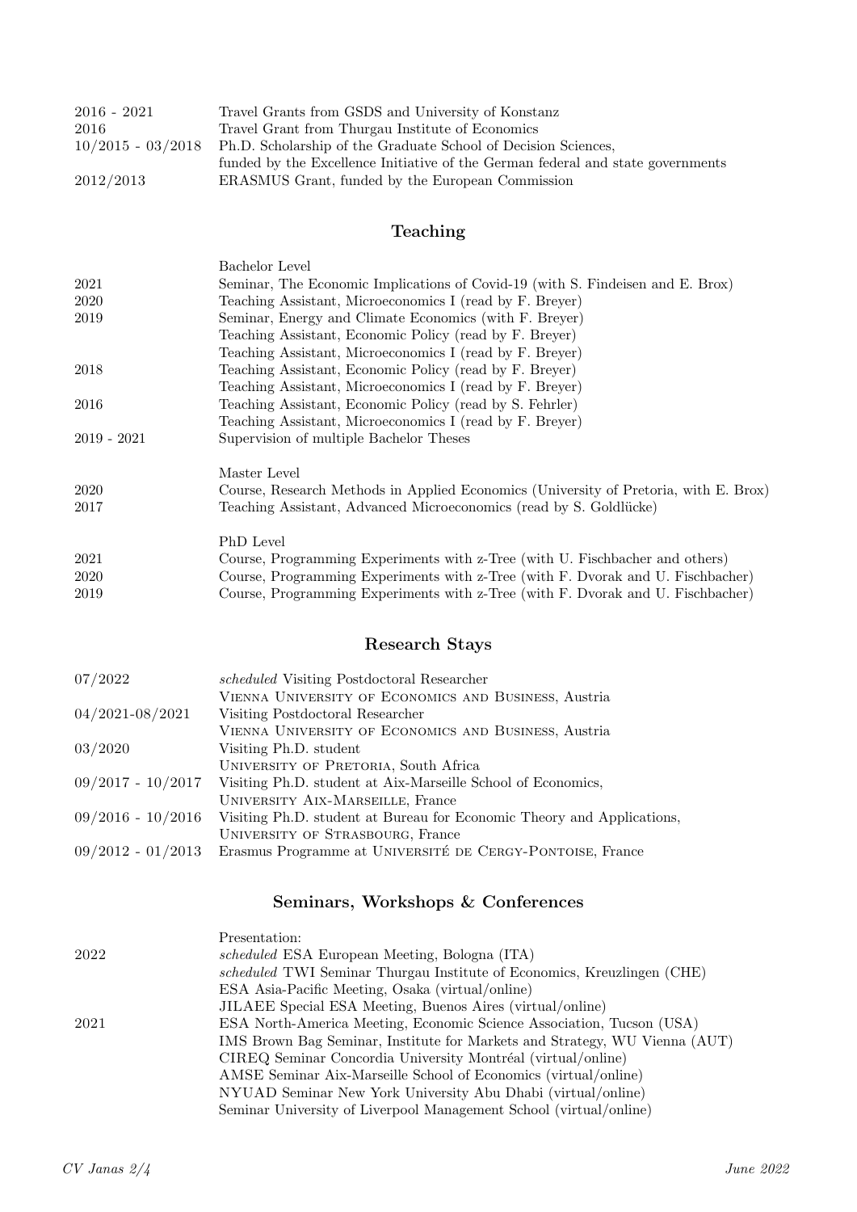| | |
|---|---|
| 2016 - 2021 | Travel Grants from GSDS and University of Konstanz |
| 2016 | Travel Grant from Thurgau Institute of Economics |
| 10/2015 - 03/2018 | Ph.D. Scholarship of the Graduate School of Decision Sciences, funded by the Excellence Initiative of the German federal and state governments |
| 2012/2013 | ERASMUS Grant, funded by the European Commission |

## Teaching

Bachelor Level

| | |
|---|---|
| 2021 | Seminar, The Economic Implications of Covid-19 (with S. Findeisen and E. Brox) |
| 2020 | Teaching Assistant, Microeconomics I (read by F. Breyer) |
| 2019 | Seminar, Energy and Climate Economics (with F. Breyer) |
| | Teaching Assistant, Economic Policy (read by F. Breyer) |
| | Teaching Assistant, Microeconomics I (read by F. Breyer) |
| 2018 | Teaching Assistant, Economic Policy (read by F. Breyer) |
| | Teaching Assistant, Microeconomics I (read by F. Breyer) |
| 2016 | Teaching Assistant, Economic Policy (read by S. Fehrler) |
| | Teaching Assistant, Microeconomics I (read by F. Breyer) |
| 2019 - 2021 | Supervision of multiple Bachelor Theses |

Master Level

| | |
|---|---|
| 2020 | Course, Research Methods in Applied Economics (University of Pretoria, with E. Brox) |
| 2017 | Teaching Assistant, Advanced Microeconomics (read by S. Goldlücke) |

PhD Level

| | |
|---|---|
| 2021 | Course, Programming Experiments with z-Tree (with U. Fischbacher and others) |
| 2020 | Course, Programming Experiments with z-Tree (with F. Dvorak and U. Fischbacher) |
| 2019 | Course, Programming Experiments with z-Tree (with F. Dvorak and U. Fischbacher) |

## Research Stays

| | |
|---|---|
| 07/2022 | *scheduled* Visiting Postdoctoral Researcher, Vienna University of Economics and Business, Austria |
| 04/2021-08/2021 | Visiting Postdoctoral Researcher, Vienna University of Economics and Business, Austria |
| 03/2020 | Visiting Ph.D. student, University of Pretoria, South Africa |
| 09/2017 - 10/2017 | Visiting Ph.D. student at Aix-Marseille School of Economics, University Aix-Marseille, France |
| 09/2016 - 10/2016 | Visiting Ph.D. student at Bureau for Economic Theory and Applications, University of Strasbourg, France |
| 09/2012 - 01/2013 | Erasmus Programme at Université de Cergy-Pontoise, France |

## Seminars, Workshops & Conferences

Presentation:

| | |
|---|---|
| 2022 | *scheduled* ESA European Meeting, Bologna (ITA) |
| | *scheduled* TWI Seminar Thurgau Institute of Economics, Kreuzlingen (CHE) |
| | ESA Asia-Pacific Meeting, Osaka (virtual/online) |
| | JILAEE Special ESA Meeting, Buenos Aires (virtual/online) |
| 2021 | ESA North-America Meeting, Economic Science Association, Tucson (USA) |
| | IMS Brown Bag Seminar, Institute for Markets and Strategy, WU Vienna (AUT) |
| | CIREQ Seminar Concordia University Montréal (virtual/online) |
| | AMSE Seminar Aix-Marseille School of Economics (virtual/online) |
| | NYUAD Seminar New York University Abu Dhabi (virtual/online) |
| | Seminar University of Liverpool Management School (virtual/online) |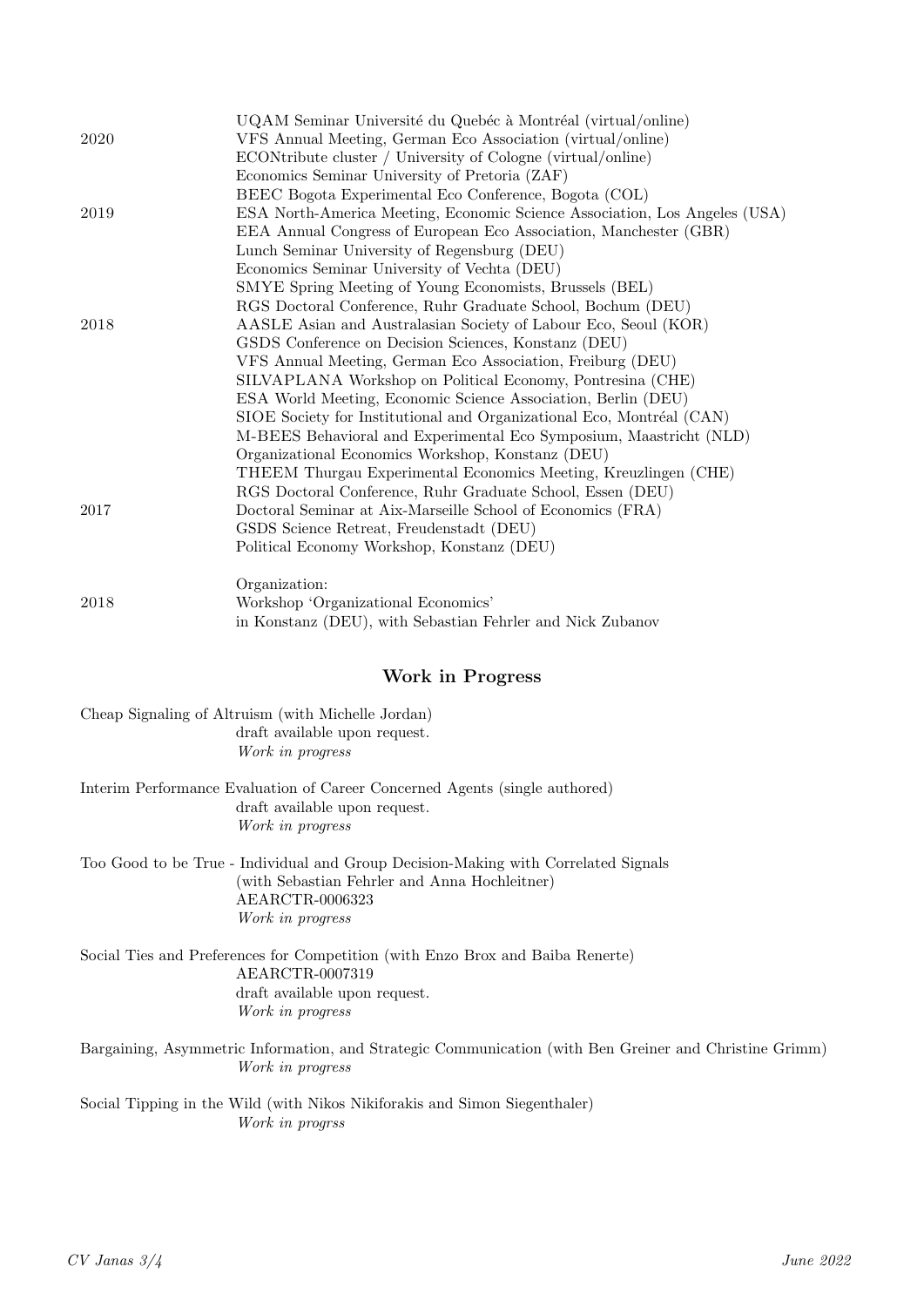| | |
|---|---|
| | UQAM Seminar Université du Quebéc à Montréal (virtual/online) |
| 2020 | VFS Annual Meeting, German Eco Association (virtual/online) |
| | ECONtribute cluster / University of Cologne (virtual/online) |
| | Economics Seminar University of Pretoria (ZAF) |
| | BEEC Bogota Experimental Eco Conference, Bogota (COL) |
| 2019 | ESA North-America Meeting, Economic Science Association, Los Angeles (USA) |
| | EEA Annual Congress of European Eco Association, Manchester (GBR) |
| | Lunch Seminar University of Regensburg (DEU) |
| | Economics Seminar University of Vechta (DEU) |
| | SMYE Spring Meeting of Young Economists, Brussels (BEL) |
| | RGS Doctoral Conference, Ruhr Graduate School, Bochum (DEU) |
| 2018 | AASLE Asian and Australasian Society of Labour Eco, Seoul (KOR) |
| | GSDS Conference on Decision Sciences, Konstanz (DEU) |
| | VFS Annual Meeting, German Eco Association, Freiburg (DEU) |
| | SILVAPLANA Workshop on Political Economy, Pontresina (CHE) |
| | ESA World Meeting, Economic Science Association, Berlin (DEU) |
| | SIOE Society for Institutional and Organizational Eco, Montréal (CAN) |
| | M-BEES Behavioral and Experimental Eco Symposium, Maastricht (NLD) |
| | Organizational Economics Workshop, Konstanz (DEU) |
| | THEEM Thurgau Experimental Economics Meeting, Kreuzlingen (CHE) |
| | RGS Doctoral Conference, Ruhr Graduate School, Essen (DEU) |
| 2017 | Doctoral Seminar at Aix-Marseille School of Economics (FRA) |
| | GSDS Science Retreat, Freudenstadt (DEU) |
| | Political Economy Workshop, Konstanz (DEU) |

| | |
|---|---|
| | Organization: |
| 2018 | Workshop 'Organizational Economics' |
| | in Konstanz (DEU), with Sebastian Fehrler and Nick Zubanov |

## Work in Progress

Cheap Signaling of Altruism (with Michelle Jordan)
draft available upon request.
*Work in progress*

Interim Performance Evaluation of Career Concerned Agents (single authored)
draft available upon request.
*Work in progress*

Too Good to be True - Individual and Group Decision-Making with Correlated Signals
(with Sebastian Fehrler and Anna Hochleitner)
AEARCTR-0006323
*Work in progress*

Social Ties and Preferences for Competition (with Enzo Brox and Baiba Renerte)
AEARCTR-0007319
draft available upon request.
*Work in progress*

Bargaining, Asymmetric Information, and Strategic Communication (with Ben Greiner and Christine Grimm)
*Work in progress*

Social Tipping in the Wild (with Nikos Nikiforakis and Simon Siegenthaler)
*Work in progrss*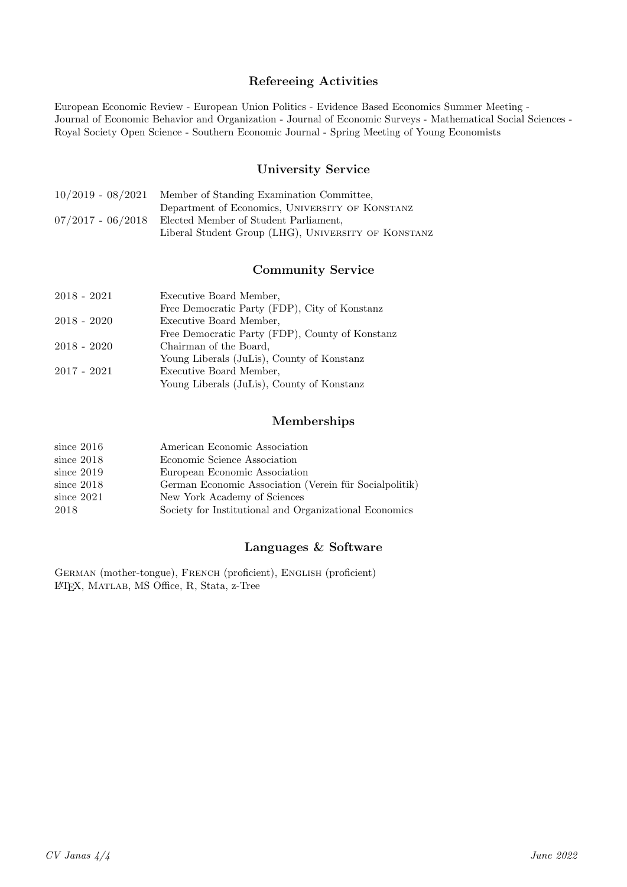## Refereeing Activities

European Economic Review - European Union Politics - Evidence Based Economics Summer Meeting - Journal of Economic Behavior and Organization - Journal of Economic Surveys - Mathematical Social Sciences - Royal Society Open Science - Southern Economic Journal - Spring Meeting of Young Economists

## University Service

| | |
|---|---|
| 10/2019 - 08/2021 | Member of Standing Examination Committee, Department of Economics, University of Konstanz |
| 07/2017 - 06/2018 | Elected Member of Student Parliament, Liberal Student Group (LHG), University of Konstanz |

## Community Service

| | |
|---|---|
| 2018 - 2021 | Executive Board Member, Free Democratic Party (FDP), City of Konstanz |
| 2018 - 2020 | Executive Board Member, Free Democratic Party (FDP), County of Konstanz |
| 2018 - 2020 | Chairman of the Board, Young Liberals (JuLis), County of Konstanz |
| 2017 - 2021 | Executive Board Member, Young Liberals (JuLis), County of Konstanz |

## Memberships

| | |
|---|---|
| since 2016 | American Economic Association |
| since 2018 | Economic Science Association |
| since 2019 | European Economic Association |
| since 2018 | German Economic Association (Verein für Socialpolitik) |
| since 2021 | New York Academy of Sciences |
| 2018 | Society for Institutional and Organizational Economics |

## Languages & Software

German (mother-tongue), French (proficient), English (proficient)
LaTeX, Matlab, MS Office, R, Stata, z-Tree